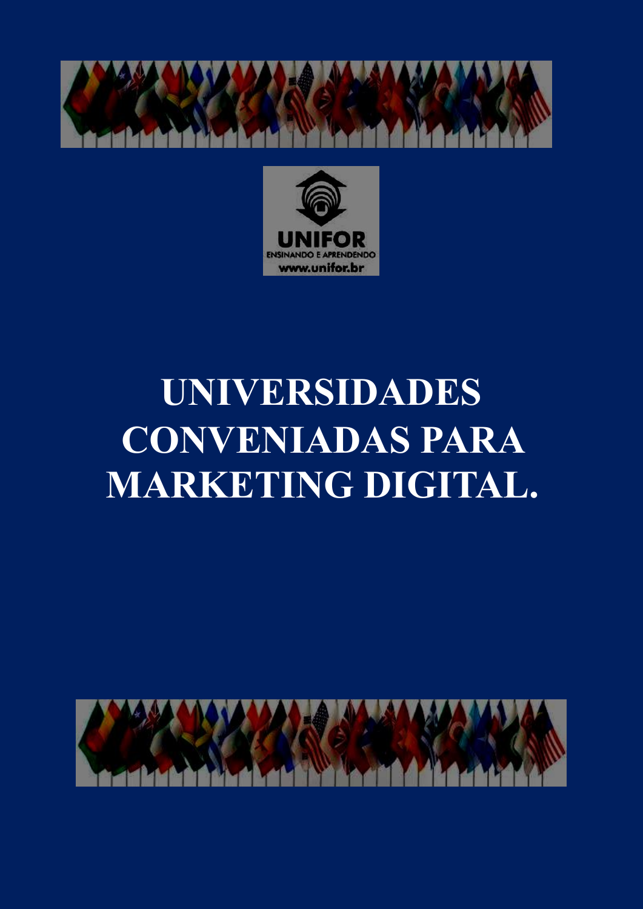UNIFOR
ENSINANDO E APRENDENDO
www.unifor.br

# UNIVERSIDADES CONVENIADAS PARA MARKETING DIGITAL.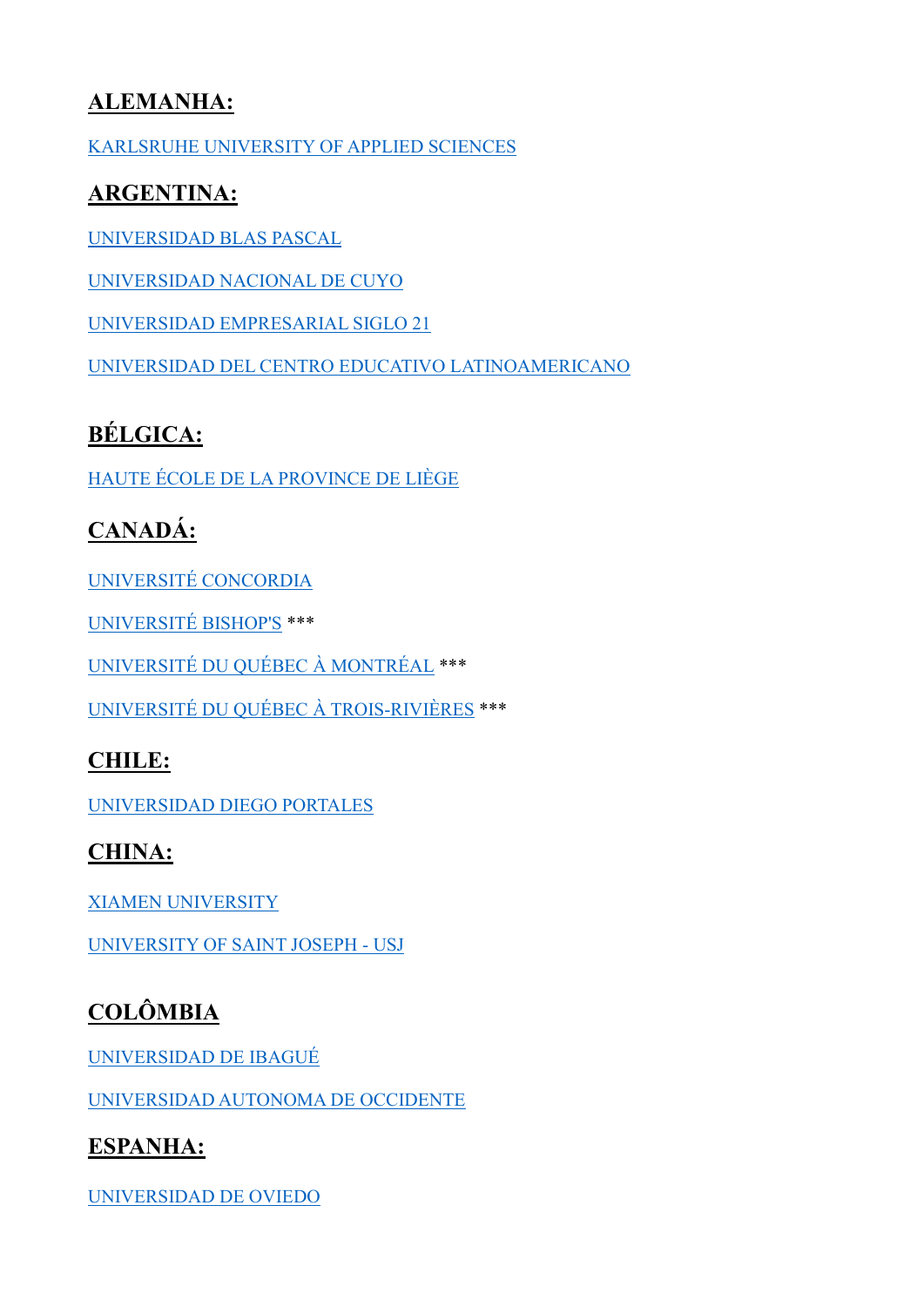## ALEMANHA:

KARLSRUHE UNIVERSITY OF APPLIED SCIENCES

## ARGENTINA:

UNIVERSIDAD BLAS PASCAL

UNIVERSIDAD NACIONAL DE CUYO

UNIVERSIDAD EMPRESARIAL SIGLO 21

UNIVERSIDAD DEL CENTRO EDUCATIVO LATINOAMERICANO

## BÉLGICA:

HAUTE ÉCOLE DE LA PROVINCE DE LIÈGE

## CANADÁ:

UNIVERSITÉ CONCORDIA

UNIVERSITÉ BISHOP'S ***

UNIVERSITÉ DU QUÉBEC À MONTRÉAL ***

UNIVERSITÉ DU QUÉBEC À TROIS-RIVIÈRES ***

## CHILE:

UNIVERSIDAD DIEGO PORTALES

## CHINA:

XIAMEN UNIVERSITY

UNIVERSITY OF SAINT JOSEPH - USJ

## COLÔMBIA

UNIVERSIDAD DE IBAGUÉ

UNIVERSIDAD AUTONOMA DE OCCIDENTE

## ESPANHA:

UNIVERSIDAD DE OVIEDO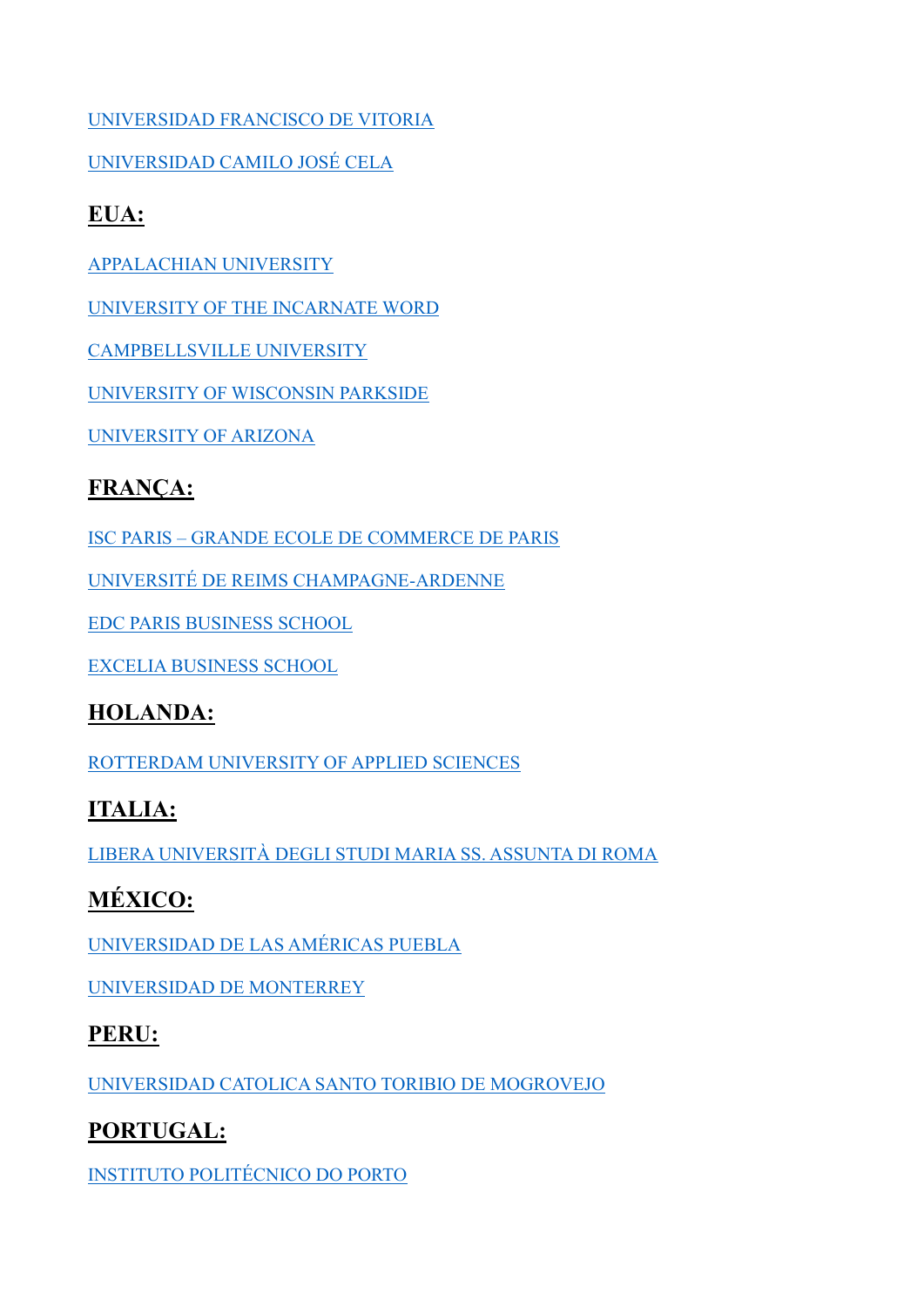UNIVERSIDAD FRANCISCO DE VITORIA

UNIVERSIDAD CAMILO JOSÉ CELA

## EUA:

APPALACHIAN UNIVERSITY

UNIVERSITY OF THE INCARNATE WORD

CAMPBELLSVILLE UNIVERSITY

UNIVERSITY OF WISCONSIN PARKSIDE

UNIVERSITY OF ARIZONA

## FRANÇA:

ISC PARIS – GRANDE ECOLE DE COMMERCE DE PARIS

UNIVERSITÉ DE REIMS CHAMPAGNE-ARDENNE

EDC PARIS BUSINESS SCHOOL

EXCELIA BUSINESS SCHOOL

## HOLANDA:

ROTTERDAM UNIVERSITY OF APPLIED SCIENCES

## ITALIA:

LIBERA UNIVERSITÀ DEGLI STUDI MARIA SS. ASSUNTA DI ROMA

## MÉXICO:

UNIVERSIDAD DE LAS AMÉRICAS PUEBLA

UNIVERSIDAD DE MONTERREY

## PERU:

UNIVERSIDAD CATOLICA SANTO TORIBIO DE MOGROVEJO

## PORTUGAL:

INSTITUTO POLITÉCNICO DO PORTO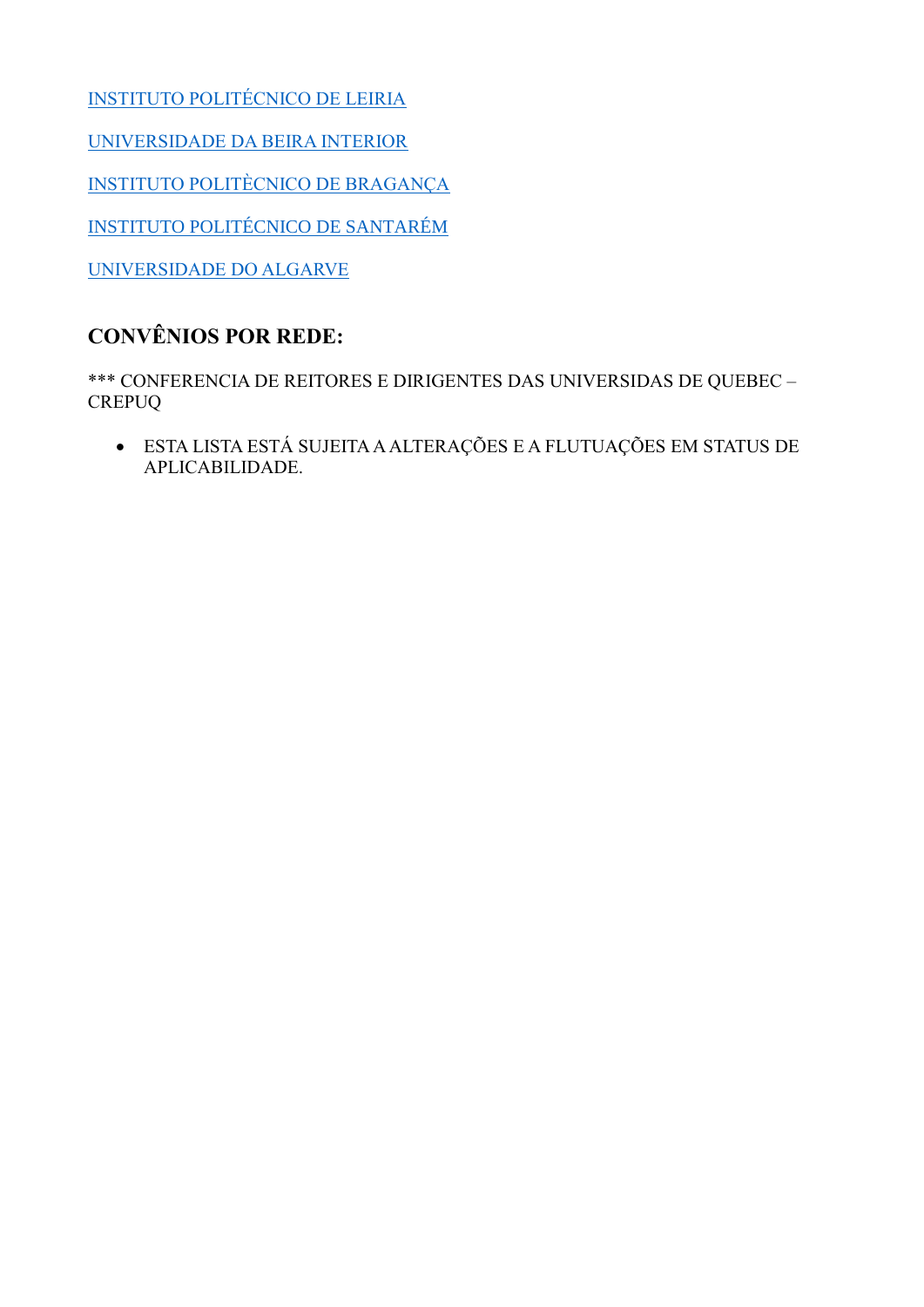INSTITUTO POLITÉCNICO DE LEIRIA

UNIVERSIDADE DA BEIRA INTERIOR

INSTITUTO POLITÈCNICO DE BRAGANÇA

INSTITUTO POLITÉCNICO DE SANTARÉM

UNIVERSIDADE DO ALGARVE

## CONVÊNIOS POR REDE:

*** CONFERENCIA DE REITORES E DIRIGENTES DAS UNIVERSIDAS DE QUEBEC – CREPUQ

- ESTA LISTA ESTÁ SUJEITA A ALTERAÇÕES E A FLUTUAÇÕES EM STATUS DE APLICABILIDADE.